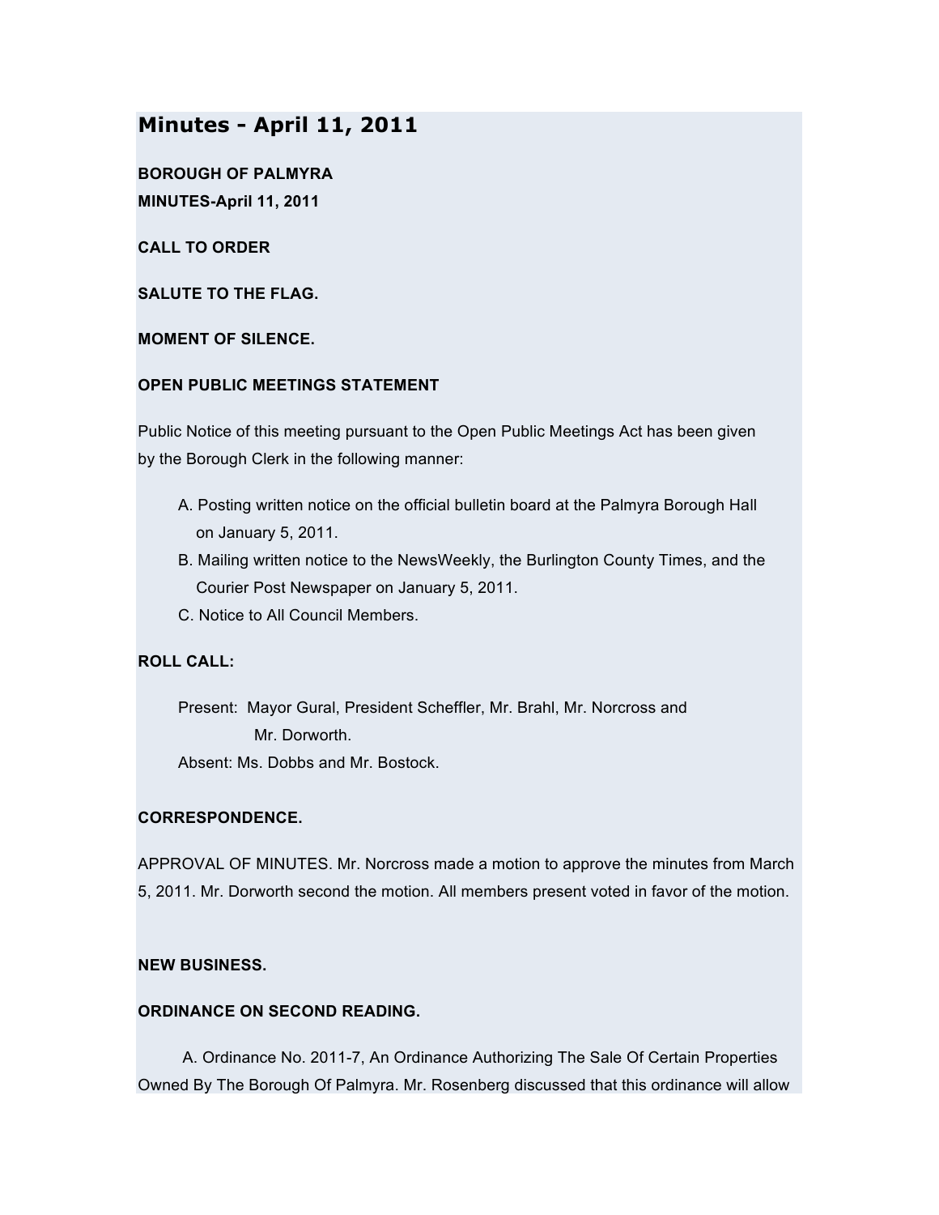# Minutes - April 11, 2011

**BOROUGH OF PALMYRA**
**MINUTES-April 11, 2011**

**CALL TO ORDER**

**SALUTE TO THE FLAG.**

**MOMENT OF SILENCE.**

**OPEN PUBLIC MEETINGS STATEMENT**

Public Notice of this meeting pursuant to the Open Public Meetings Act has been given by the Borough Clerk in the following manner:

A. Posting written notice on the official bulletin board at the Palmyra Borough Hall on January 5, 2011.
B. Mailing written notice to the NewsWeekly, the Burlington County Times, and the Courier Post Newspaper on January 5, 2011.
C. Notice to All Council Members.

**ROLL CALL:**

Present: Mayor Gural, President Scheffler, Mr. Brahl, Mr. Norcross and Mr. Dorworth.
Absent: Ms. Dobbs and Mr. Bostock.

**CORRESPONDENCE.**

APPROVAL OF MINUTES. Mr. Norcross made a motion to approve the minutes from March 5, 2011. Mr. Dorworth second the motion. All members present voted in favor of the motion.

**NEW BUSINESS.**

**ORDINANCE ON SECOND READING.**

A. Ordinance No. 2011-7, An Ordinance Authorizing The Sale Of Certain Properties Owned By The Borough Of Palmyra. Mr. Rosenberg discussed that this ordinance will allow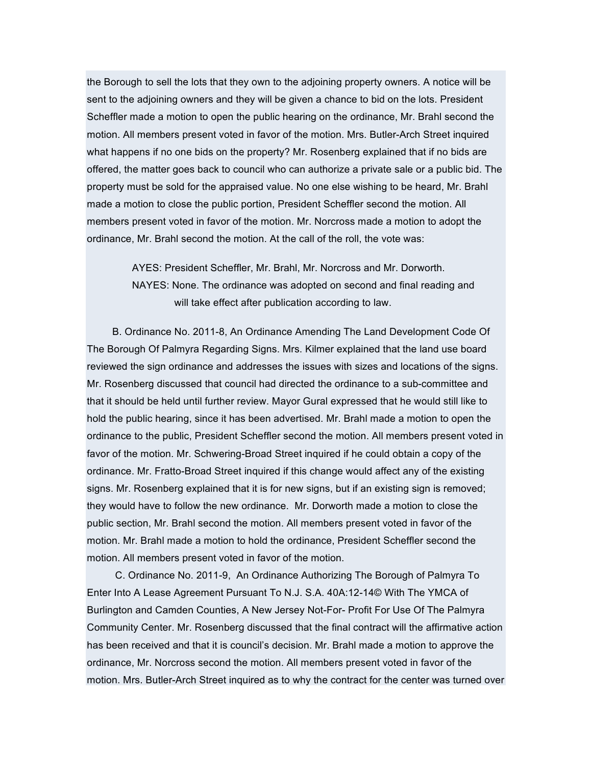the Borough to sell the lots that they own to the adjoining property owners. A notice will be sent to the adjoining owners and they will be given a chance to bid on the lots. President Scheffler made a motion to open the public hearing on the ordinance, Mr. Brahl second the motion. All members present voted in favor of the motion. Mrs. Butler-Arch Street inquired what happens if no one bids on the property? Mr. Rosenberg explained that if no bids are offered, the matter goes back to council who can authorize a private sale or a public bid. The property must be sold for the appraised value. No one else wishing to be heard, Mr. Brahl made a motion to close the public portion, President Scheffler second the motion. All members present voted in favor of the motion. Mr. Norcross made a motion to adopt the ordinance, Mr. Brahl second the motion. At the call of the roll, the vote was:

> AYES: President Scheffler, Mr. Brahl, Mr. Norcross and Mr. Dorworth.
> NAYES: None. The ordinance was adopted on second and final reading and will take effect after publication according to law.

B. Ordinance No. 2011-8, An Ordinance Amending The Land Development Code Of The Borough Of Palmyra Regarding Signs. Mrs. Kilmer explained that the land use board reviewed the sign ordinance and addresses the issues with sizes and locations of the signs. Mr. Rosenberg discussed that council had directed the ordinance to a sub-committee and that it should be held until further review. Mayor Gural expressed that he would still like to hold the public hearing, since it has been advertised. Mr. Brahl made a motion to open the ordinance to the public, President Scheffler second the motion. All members present voted in favor of the motion. Mr. Schwering-Broad Street inquired if he could obtain a copy of the ordinance. Mr. Fratto-Broad Street inquired if this change would affect any of the existing signs. Mr. Rosenberg explained that it is for new signs, but if an existing sign is removed; they would have to follow the new ordinance. Mr. Dorworth made a motion to close the public section, Mr. Brahl second the motion. All members present voted in favor of the motion. Mr. Brahl made a motion to hold the ordinance, President Scheffler second the motion. All members present voted in favor of the motion.

C. Ordinance No. 2011-9, An Ordinance Authorizing The Borough of Palmyra To Enter Into A Lease Agreement Pursuant To N.J. S.A. 40A:12-14© With The YMCA of Burlington and Camden Counties, A New Jersey Not-For- Profit For Use Of The Palmyra Community Center. Mr. Rosenberg discussed that the final contract will the affirmative action has been received and that it is council's decision. Mr. Brahl made a motion to approve the ordinance, Mr. Norcross second the motion. All members present voted in favor of the motion. Mrs. Butler-Arch Street inquired as to why the contract for the center was turned over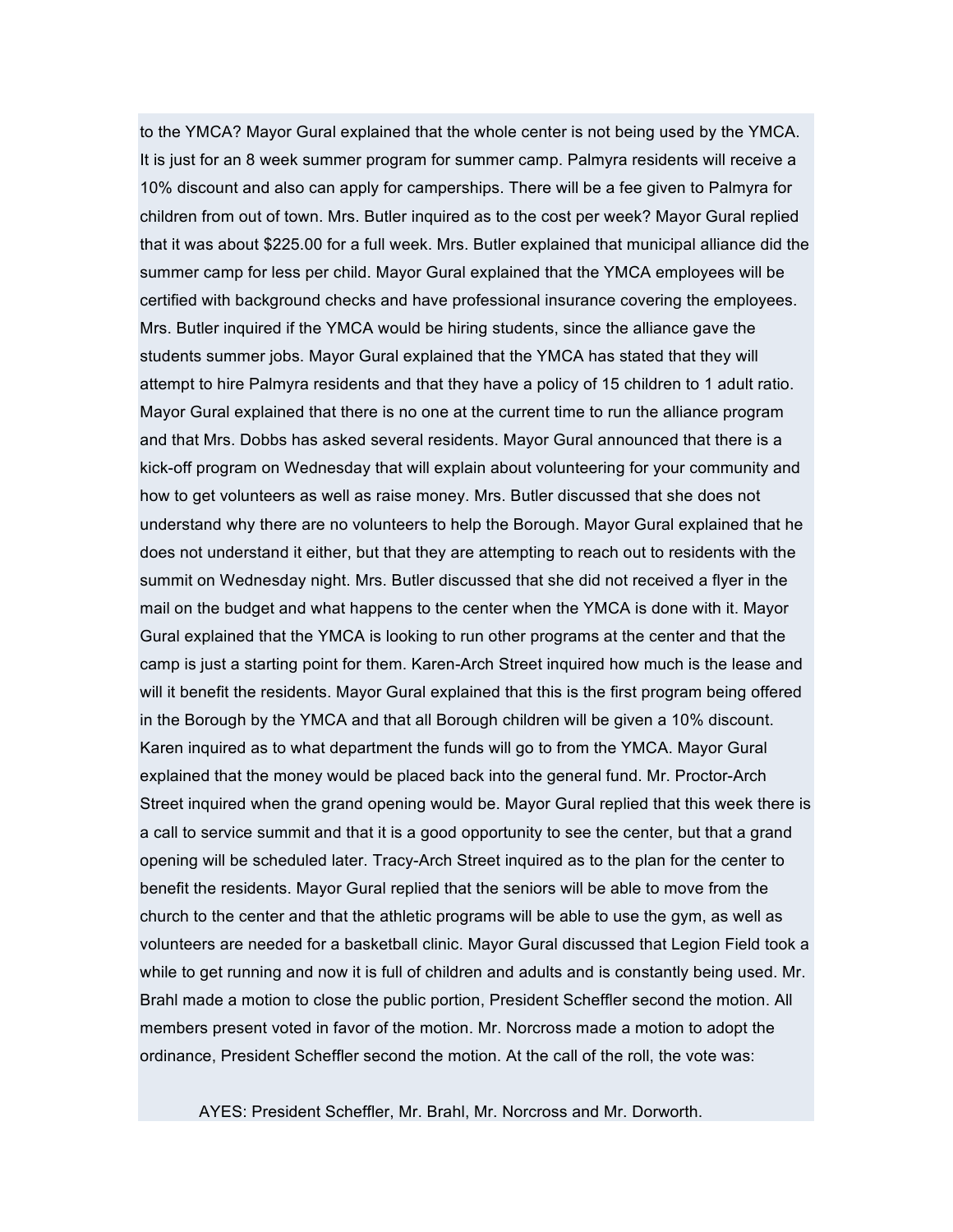to the YMCA? Mayor Gural explained that the whole center is not being used by the YMCA. It is just for an 8 week summer program for summer camp. Palmyra residents will receive a 10% discount and also can apply for camperships. There will be a fee given to Palmyra for children from out of town. Mrs. Butler inquired as to the cost per week? Mayor Gural replied that it was about $225.00 for a full week. Mrs. Butler explained that municipal alliance did the summer camp for less per child. Mayor Gural explained that the YMCA employees will be certified with background checks and have professional insurance covering the employees. Mrs. Butler inquired if the YMCA would be hiring students, since the alliance gave the students summer jobs. Mayor Gural explained that the YMCA has stated that they will attempt to hire Palmyra residents and that they have a policy of 15 children to 1 adult ratio. Mayor Gural explained that there is no one at the current time to run the alliance program and that Mrs. Dobbs has asked several residents. Mayor Gural announced that there is a kick-off program on Wednesday that will explain about volunteering for your community and how to get volunteers as well as raise money. Mrs. Butler discussed that she does not understand why there are no volunteers to help the Borough. Mayor Gural explained that he does not understand it either, but that they are attempting to reach out to residents with the summit on Wednesday night. Mrs. Butler discussed that she did not received a flyer in the mail on the budget and what happens to the center when the YMCA is done with it. Mayor Gural explained that the YMCA is looking to run other programs at the center and that the camp is just a starting point for them. Karen-Arch Street inquired how much is the lease and will it benefit the residents. Mayor Gural explained that this is the first program being offered in the Borough by the YMCA and that all Borough children will be given a 10% discount. Karen inquired as to what department the funds will go to from the YMCA. Mayor Gural explained that the money would be placed back into the general fund. Mr. Proctor-Arch Street inquired when the grand opening would be. Mayor Gural replied that this week there is a call to service summit and that it is a good opportunity to see the center, but that a grand opening will be scheduled later. Tracy-Arch Street inquired as to the plan for the center to benefit the residents. Mayor Gural replied that the seniors will be able to move from the church to the center and that the athletic programs will be able to use the gym, as well as volunteers are needed for a basketball clinic. Mayor Gural discussed that Legion Field took a while to get running and now it is full of children and adults and is constantly being used. Mr. Brahl made a motion to close the public portion, President Scheffler second the motion. All members present voted in favor of the motion. Mr. Norcross made a motion to adopt the ordinance, President Scheffler second the motion. At the call of the roll, the vote was:

AYES: President Scheffler, Mr. Brahl, Mr. Norcross and Mr. Dorworth.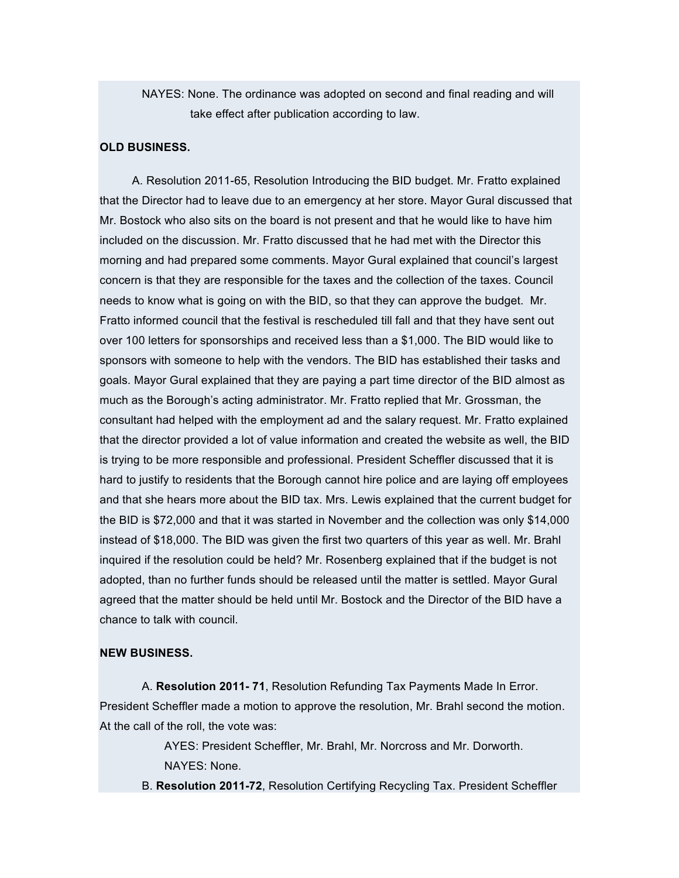NAYES: None. The ordinance was adopted on second and final reading and will take effect after publication according to law.

**OLD BUSINESS.**

A. Resolution 2011-65, Resolution Introducing the BID budget. Mr. Fratto explained that the Director had to leave due to an emergency at her store. Mayor Gural discussed that Mr. Bostock who also sits on the board is not present and that he would like to have him included on the discussion. Mr. Fratto discussed that he had met with the Director this morning and had prepared some comments. Mayor Gural explained that council's largest concern is that they are responsible for the taxes and the collection of the taxes. Council needs to know what is going on with the BID, so that they can approve the budget. Mr. Fratto informed council that the festival is rescheduled till fall and that they have sent out over 100 letters for sponsorships and received less than a $1,000. The BID would like to sponsors with someone to help with the vendors. The BID has established their tasks and goals. Mayor Gural explained that they are paying a part time director of the BID almost as much as the Borough's acting administrator. Mr. Fratto replied that Mr. Grossman, the consultant had helped with the employment ad and the salary request. Mr. Fratto explained that the director provided a lot of value information and created the website as well, the BID is trying to be more responsible and professional. President Scheffler discussed that it is hard to justify to residents that the Borough cannot hire police and are laying off employees and that she hears more about the BID tax. Mrs. Lewis explained that the current budget for the BID is $72,000 and that it was started in November and the collection was only $14,000 instead of $18,000. The BID was given the first two quarters of this year as well. Mr. Brahl inquired if the resolution could be held? Mr. Rosenberg explained that if the budget is not adopted, than no further funds should be released until the matter is settled. Mayor Gural agreed that the matter should be held until Mr. Bostock and the Director of the BID have a chance to talk with council.

**NEW BUSINESS.**

A. **Resolution 2011- 71**, Resolution Refunding Tax Payments Made In Error. President Scheffler made a motion to approve the resolution, Mr. Brahl second the motion. At the call of the roll, the vote was:

AYES: President Scheffler, Mr. Brahl, Mr. Norcross and Mr. Dorworth.

NAYES: None.

B. **Resolution 2011-72**, Resolution Certifying Recycling Tax. President Scheffler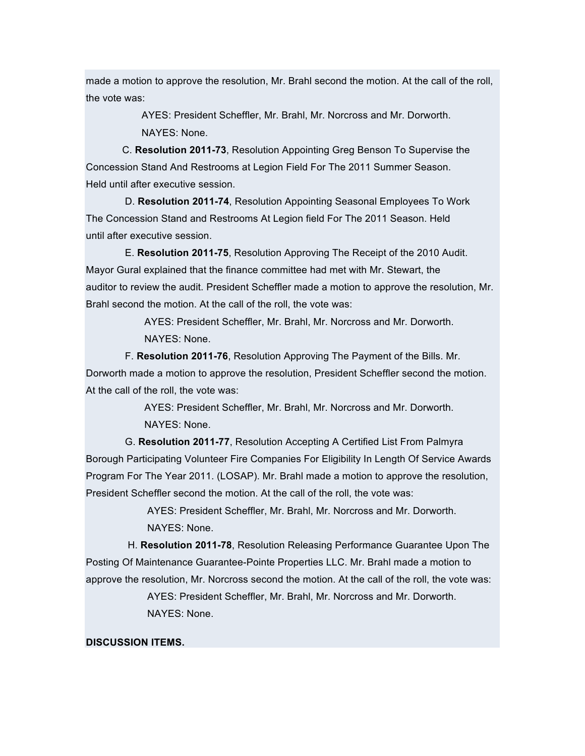made a motion to approve the resolution, Mr. Brahl second the motion. At the call of the roll, the vote was:

AYES: President Scheffler, Mr. Brahl, Mr. Norcross and Mr. Dorworth.

NAYES: None.

C. **Resolution 2011-73**, Resolution Appointing Greg Benson To Supervise the Concession Stand And Restrooms at Legion Field For The 2011 Summer Season. Held until after executive session.

D. **Resolution 2011-74**, Resolution Appointing Seasonal Employees To Work The Concession Stand and Restrooms At Legion field For The 2011 Season. Held until after executive session.

E. **Resolution 2011-75**, Resolution Approving The Receipt of the 2010 Audit. Mayor Gural explained that the finance committee had met with Mr. Stewart, the auditor to review the audit. President Scheffler made a motion to approve the resolution, Mr. Brahl second the motion. At the call of the roll, the vote was:

AYES: President Scheffler, Mr. Brahl, Mr. Norcross and Mr. Dorworth.

NAYES: None.

F. **Resolution 2011-76**, Resolution Approving The Payment of the Bills. Mr. Dorworth made a motion to approve the resolution, President Scheffler second the motion. At the call of the roll, the vote was:

AYES: President Scheffler, Mr. Brahl, Mr. Norcross and Mr. Dorworth.

NAYES: None.

G. **Resolution 2011-77**, Resolution Accepting A Certified List From Palmyra Borough Participating Volunteer Fire Companies For Eligibility In Length Of Service Awards Program For The Year 2011. (LOSAP). Mr. Brahl made a motion to approve the resolution, President Scheffler second the motion. At the call of the roll, the vote was:

AYES: President Scheffler, Mr. Brahl, Mr. Norcross and Mr. Dorworth.

NAYES: None.

H. **Resolution 2011-78**, Resolution Releasing Performance Guarantee Upon The Posting Of Maintenance Guarantee-Pointe Properties LLC. Mr. Brahl made a motion to approve the resolution, Mr. Norcross second the motion. At the call of the roll, the vote was:

AYES: President Scheffler, Mr. Brahl, Mr. Norcross and Mr. Dorworth.

NAYES: None.

**DISCUSSION ITEMS.**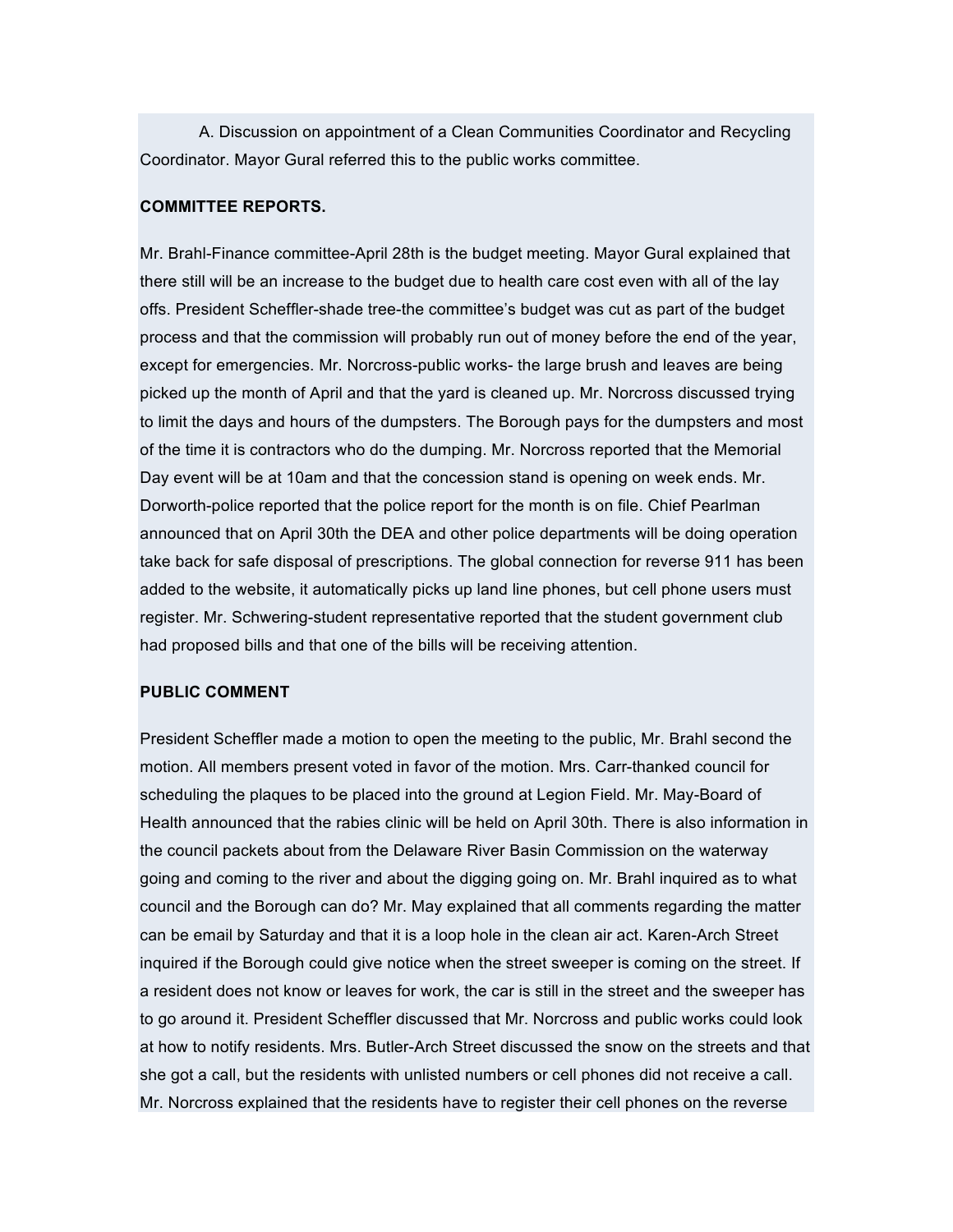A. Discussion on appointment of a Clean Communities Coordinator and Recycling Coordinator. Mayor Gural referred this to the public works committee.

**COMMITTEE REPORTS.**

Mr. Brahl-Finance committee-April 28th is the budget meeting. Mayor Gural explained that there still will be an increase to the budget due to health care cost even with all of the lay offs. President Scheffler-shade tree-the committee's budget was cut as part of the budget process and that the commission will probably run out of money before the end of the year, except for emergencies. Mr. Norcross-public works- the large brush and leaves are being picked up the month of April and that the yard is cleaned up. Mr. Norcross discussed trying to limit the days and hours of the dumpsters. The Borough pays for the dumpsters and most of the time it is contractors who do the dumping. Mr. Norcross reported that the Memorial Day event will be at 10am and that the concession stand is opening on week ends. Mr. Dorworth-police reported that the police report for the month is on file. Chief Pearlman announced that on April 30th the DEA and other police departments will be doing operation take back for safe disposal of prescriptions. The global connection for reverse 911 has been added to the website, it automatically picks up land line phones, but cell phone users must register. Mr. Schwering-student representative reported that the student government club had proposed bills and that one of the bills will be receiving attention.

**PUBLIC COMMENT**

President Scheffler made a motion to open the meeting to the public, Mr. Brahl second the motion. All members present voted in favor of the motion. Mrs. Carr-thanked council for scheduling the plaques to be placed into the ground at Legion Field. Mr. May-Board of Health announced that the rabies clinic will be held on April 30th. There is also information in the council packets about from the Delaware River Basin Commission on the waterway going and coming to the river and about the digging going on. Mr. Brahl inquired as to what council and the Borough can do? Mr. May explained that all comments regarding the matter can be email by Saturday and that it is a loop hole in the clean air act. Karen-Arch Street inquired if the Borough could give notice when the street sweeper is coming on the street. If a resident does not know or leaves for work, the car is still in the street and the sweeper has to go around it. President Scheffler discussed that Mr. Norcross and public works could look at how to notify residents. Mrs. Butler-Arch Street discussed the snow on the streets and that she got a call, but the residents with unlisted numbers or cell phones did not receive a call. Mr. Norcross explained that the residents have to register their cell phones on the reverse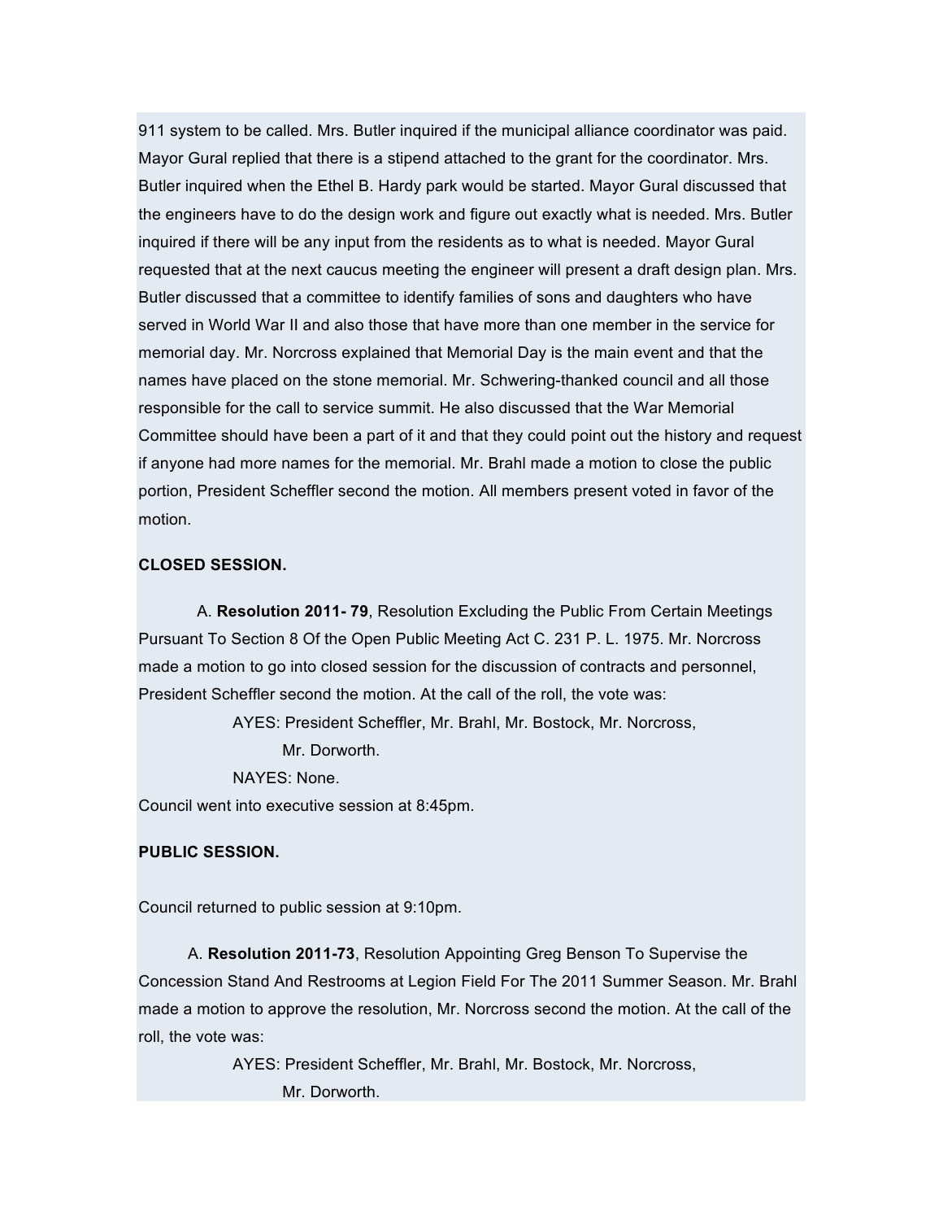911 system to be called. Mrs. Butler inquired if the municipal alliance coordinator was paid. Mayor Gural replied that there is a stipend attached to the grant for the coordinator. Mrs. Butler inquired when the Ethel B. Hardy park would be started. Mayor Gural discussed that the engineers have to do the design work and figure out exactly what is needed. Mrs. Butler inquired if there will be any input from the residents as to what is needed. Mayor Gural requested that at the next caucus meeting the engineer will present a draft design plan. Mrs. Butler discussed that a committee to identify families of sons and daughters who have served in World War II and also those that have more than one member in the service for memorial day. Mr. Norcross explained that Memorial Day is the main event and that the names have placed on the stone memorial. Mr. Schwering-thanked council and all those responsible for the call to service summit. He also discussed that the War Memorial Committee should have been a part of it and that they could point out the history and request if anyone had more names for the memorial. Mr. Brahl made a motion to close the public portion, President Scheffler second the motion. All members present voted in favor of the motion.

**CLOSED SESSION.**

A. **Resolution 2011- 79**, Resolution Excluding the Public From Certain Meetings Pursuant To Section 8 Of the Open Public Meeting Act C. 231 P. L. 1975. Mr. Norcross made a motion to go into closed session for the discussion of contracts and personnel, President Scheffler second the motion. At the call of the roll, the vote was:

AYES: President Scheffler, Mr. Brahl, Mr. Bostock, Mr. Norcross, Mr. Dorworth.

NAYES: None.

Council went into executive session at 8:45pm.

**PUBLIC SESSION.**

Council returned to public session at 9:10pm.

A. **Resolution 2011-73**, Resolution Appointing Greg Benson To Supervise the Concession Stand And Restrooms at Legion Field For The 2011 Summer Season. Mr. Brahl made a motion to approve the resolution, Mr. Norcross second the motion. At the call of the roll, the vote was:

AYES: President Scheffler, Mr. Brahl, Mr. Bostock, Mr. Norcross, Mr. Dorworth.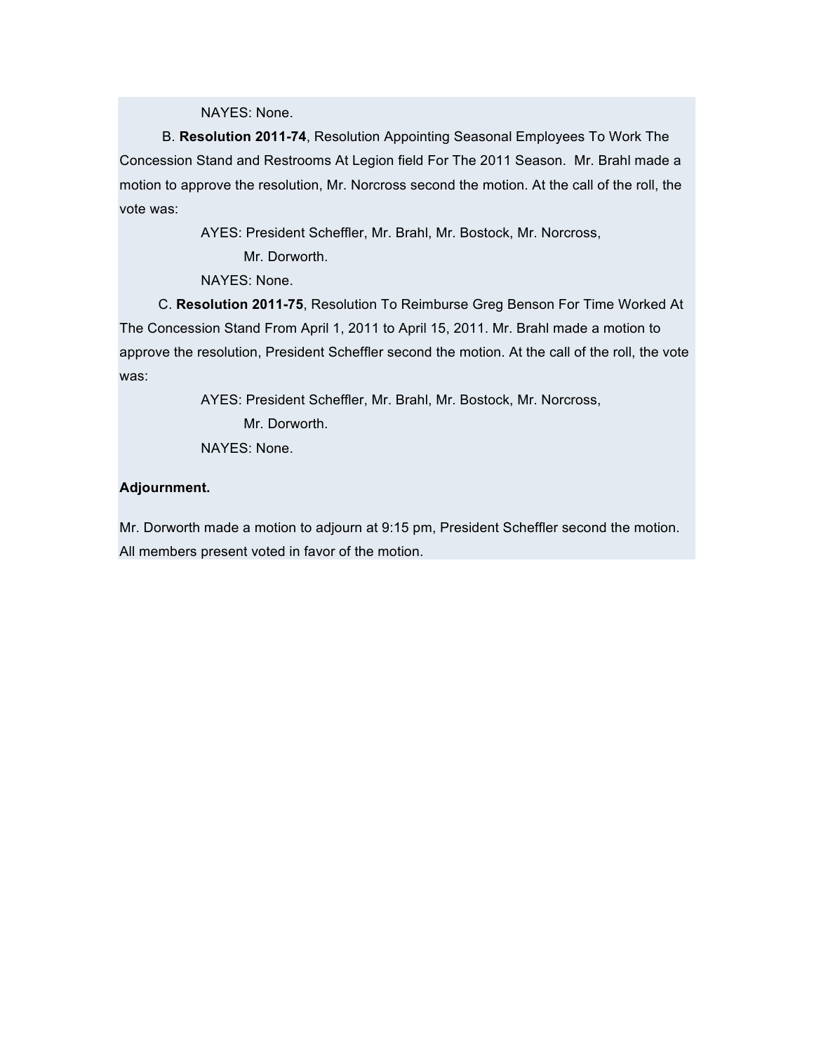NAYES: None.

B. **Resolution 2011-74**, Resolution Appointing Seasonal Employees To Work The Concession Stand and Restrooms At Legion field For The 2011 Season. Mr. Brahl made a motion to approve the resolution, Mr. Norcross second the motion. At the call of the roll, the vote was:

AYES: President Scheffler, Mr. Brahl, Mr. Bostock, Mr. Norcross, Mr. Dorworth.

NAYES: None.

C. **Resolution 2011-75**, Resolution To Reimburse Greg Benson For Time Worked At The Concession Stand From April 1, 2011 to April 15, 2011. Mr. Brahl made a motion to approve the resolution, President Scheffler second the motion. At the call of the roll, the vote was:

AYES: President Scheffler, Mr. Brahl, Mr. Bostock, Mr. Norcross, Mr. Dorworth.

NAYES: None.

**Adjournment.**

Mr. Dorworth made a motion to adjourn at 9:15 pm, President Scheffler second the motion. All members present voted in favor of the motion.